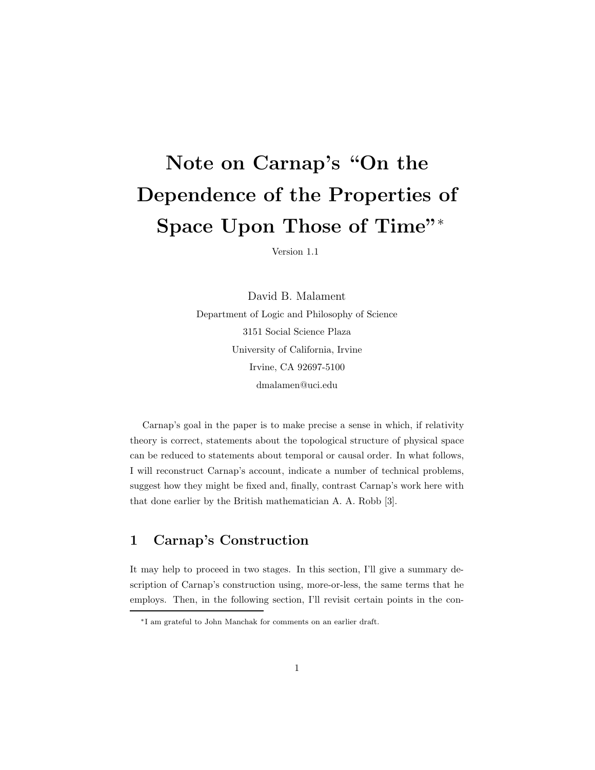# Note on Carnap's "On the Dependence of the Properties of Space Upon Those of Time"*

Version 1.1

David B. Malament
Department of Logic and Philosophy of Science
3151 Social Science Plaza
University of California, Irvine
Irvine, CA 92697-5100
dmalamen@uci.edu

Carnap's goal in the paper is to make precise a sense in which, if relativity theory is correct, statements about the topological structure of physical space can be reduced to statements about temporal or causal order. In what follows, I will reconstruct Carnap's account, indicate a number of technical problems, suggest how they might be fixed and, finally, contrast Carnap's work here with that done earlier by the British mathematician A. A. Robb [3].

## 1 Carnap's Construction

It may help to proceed in two stages. In this section, I'll give a summary description of Carnap's construction using, more-or-less, the same terms that he employs. Then, in the following section, I'll revisit certain points in the con-

*I am grateful to John Manchak for comments on an earlier draft.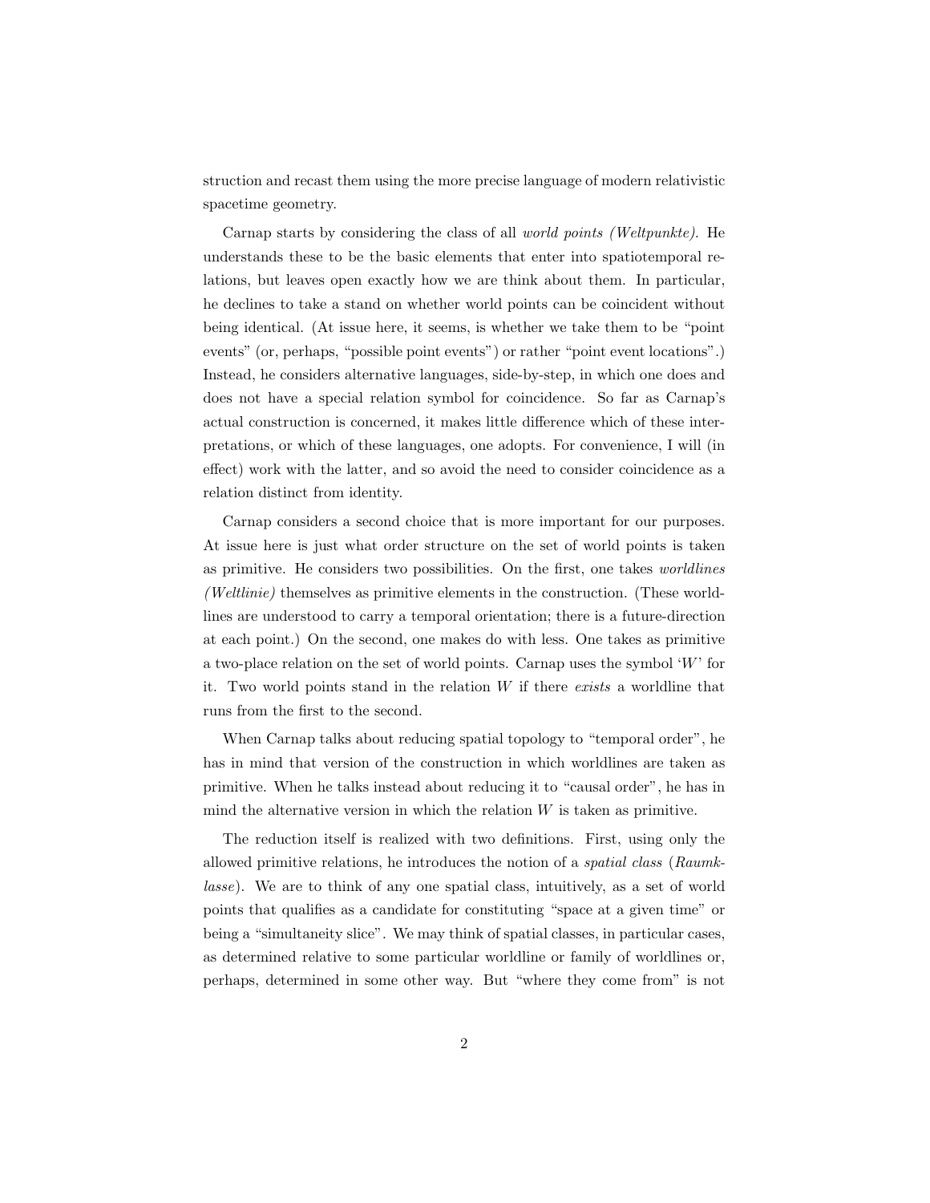struction and recast them using the more precise language of modern relativistic spacetime geometry.

Carnap starts by considering the class of all *world points (Weltpunkte)*. He understands these to be the basic elements that enter into spatiotemporal relations, but leaves open exactly how we are think about them. In particular, he declines to take a stand on whether world points can be coincident without being identical. (At issue here, it seems, is whether we take them to be "point events" (or, perhaps, "possible point events") or rather "point event locations".) Instead, he considers alternative languages, side-by-step, in which one does and does not have a special relation symbol for coincidence. So far as Carnap's actual construction is concerned, it makes little difference which of these interpretations, or which of these languages, one adopts. For convenience, I will (in effect) work with the latter, and so avoid the need to consider coincidence as a relation distinct from identity.

Carnap considers a second choice that is more important for our purposes. At issue here is just what order structure on the set of world points is taken as primitive. He considers two possibilities. On the first, one takes *worldlines (Weltlinie)* themselves as primitive elements in the construction. (These worldlines are understood to carry a temporal orientation; there is a future-direction at each point.) On the second, one makes do with less. One takes as primitive a two-place relation on the set of world points. Carnap uses the symbol '$W$' for it. Two world points stand in the relation $W$ if there *exists* a worldline that runs from the first to the second.

When Carnap talks about reducing spatial topology to "temporal order", he has in mind that version of the construction in which worldlines are taken as primitive. When he talks instead about reducing it to "causal order", he has in mind the alternative version in which the relation $W$ is taken as primitive.

The reduction itself is realized with two definitions. First, using only the allowed primitive relations, he introduces the notion of a *spatial class* (*Raumklasse*). We are to think of any one spatial class, intuitively, as a set of world points that qualifies as a candidate for constituting "space at a given time" or being a "simultaneity slice". We may think of spatial classes, in particular cases, as determined relative to some particular worldline or family of worldlines or, perhaps, determined in some other way. But "where they come from" is not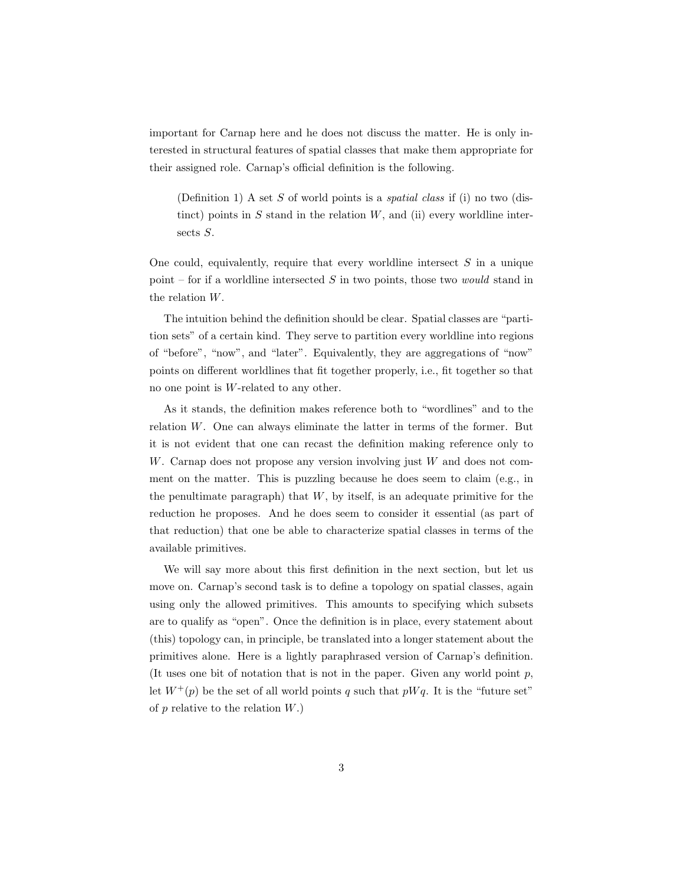important for Carnap here and he does not discuss the matter. He is only interested in structural features of spatial classes that make them appropriate for their assigned role. Carnap's official definition is the following.

> (Definition 1) A set $S$ of world points is a *spatial class* if (i) no two (distinct) points in $S$ stand in the relation $W$, and (ii) every worldline intersects $S$.

One could, equivalently, require that every worldline intersect $S$ in a unique point – for if a worldline intersected $S$ in two points, those two *would* stand in the relation $W$.

The intuition behind the definition should be clear. Spatial classes are "partition sets" of a certain kind. They serve to partition every worldline into regions of "before", "now", and "later". Equivalently, they are aggregations of "now" points on different worldlines that fit together properly, i.e., fit together so that no one point is $W$-related to any other.

As it stands, the definition makes reference both to "wordlines" and to the relation $W$. One can always eliminate the latter in terms of the former. But it is not evident that one can recast the definition making reference only to $W$. Carnap does not propose any version involving just $W$ and does not comment on the matter. This is puzzling because he does seem to claim (e.g., in the penultimate paragraph) that $W$, by itself, is an adequate primitive for the reduction he proposes. And he does seem to consider it essential (as part of that reduction) that one be able to characterize spatial classes in terms of the available primitives.

We will say more about this first definition in the next section, but let us move on. Carnap's second task is to define a topology on spatial classes, again using only the allowed primitives. This amounts to specifying which subsets are to qualify as "open". Once the definition is in place, every statement about (this) topology can, in principle, be translated into a longer statement about the primitives alone. Here is a lightly paraphrased version of Carnap's definition. (It uses one bit of notation that is not in the paper. Given any world point $p$, let $W^+(p)$ be the set of all world points $q$ such that $pWq$. It is the "future set" of $p$ relative to the relation $W$.)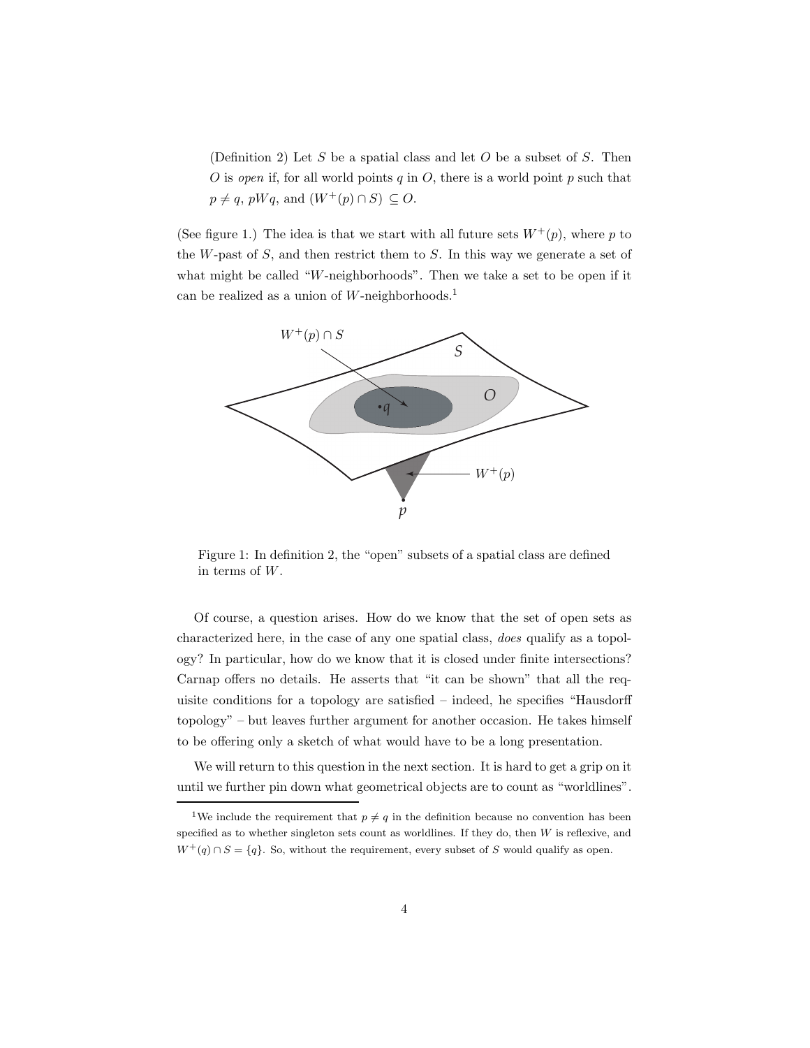(Definition 2) Let $S$ be a spatial class and let $O$ be a subset of $S$. Then $O$ is *open* if, for all world points $q$ in $O$, there is a world point $p$ such that $p \neq q$, $pWq$, and $(W^+(p) \cap S) \subseteq O$.

(See figure 1.) The idea is that we start with all future sets $W^+(p)$, where $p$ to the $W$-past of $S$, and then restrict them to $S$. In this way we generate a set of what might be called "$W$-neighborhoods". Then we take a set to be open if it can be realized as a union of $W$-neighborhoods.[1]

Figure 1: In definition 2, the "open" subsets of a spatial class are defined in terms of $W$.

Of course, a question arises. How do we know that the set of open sets as characterized here, in the case of any one spatial class, *does* qualify as a topology? In particular, how do we know that it is closed under finite intersections? Carnap offers no details. He asserts that "it can be shown" that all the requisite conditions for a topology are satisfied – indeed, he specifies "Hausdorff topology" – but leaves further argument for another occasion. He takes himself to be offering only a sketch of what would have to be a long presentation.

We will return to this question in the next section. It is hard to get a grip on it until we further pin down what geometrical objects are to count as "worldlines".

[1] We include the requirement that $p \neq q$ in the definition because no convention has been specified as to whether singleton sets count as worldlines. If they do, then $W$ is reflexive, and $W^+(q) \cap S = \{q\}$. So, without the requirement, every subset of $S$ would qualify as open.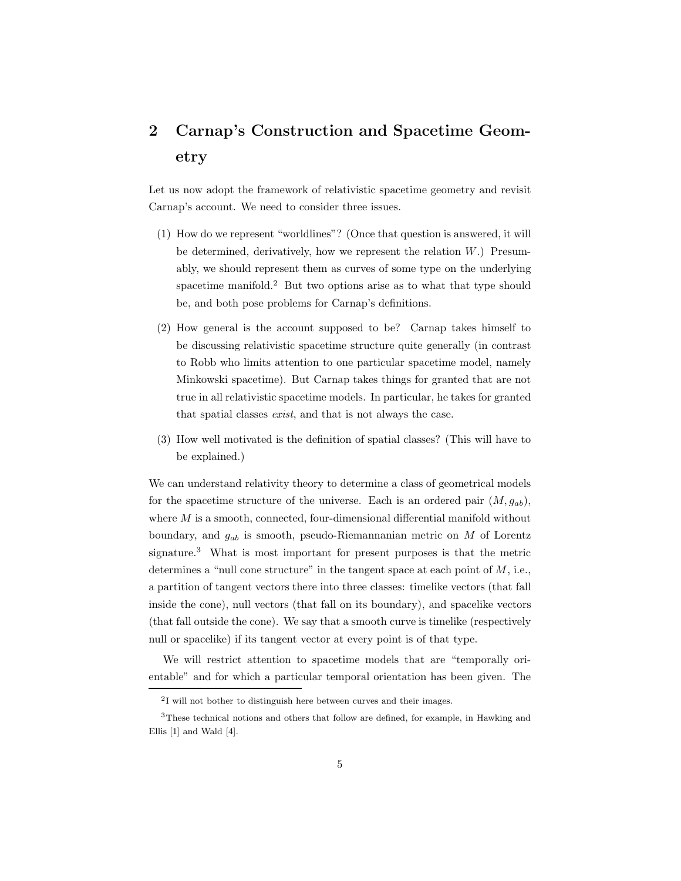## 2 Carnap's Construction and Spacetime Geometry

Let us now adopt the framework of relativistic spacetime geometry and revisit Carnap's account. We need to consider three issues.

(1) How do we represent "worldlines"? (Once that question is answered, it will be determined, derivatively, how we represent the relation $W$.) Presumably, we should represent them as curves of some type on the underlying spacetime manifold.[2] But two options arise as to what that type should be, and both pose problems for Carnap's definitions.

(2) How general is the account supposed to be? Carnap takes himself to be discussing relativistic spacetime structure quite generally (in contrast to Robb who limits attention to one particular spacetime model, namely Minkowski spacetime). But Carnap takes things for granted that are not true in all relativistic spacetime models. In particular, he takes for granted that spatial classes *exist*, and that is not always the case.

(3) How well motivated is the definition of spatial classes? (This will have to be explained.)

We can understand relativity theory to determine a class of geometrical models for the spacetime structure of the universe. Each is an ordered pair $(M, g_{ab})$, where $M$ is a smooth, connected, four-dimensional differential manifold without boundary, and $g_{ab}$ is smooth, pseudo-Riemannanian metric on $M$ of Lorentz signature.[3] What is most important for present purposes is that the metric determines a "null cone structure" in the tangent space at each point of $M$, i.e., a partition of tangent vectors there into three classes: timelike vectors (that fall inside the cone), null vectors (that fall on its boundary), and spacelike vectors (that fall outside the cone). We say that a smooth curve is timelike (respectively null or spacelike) if its tangent vector at every point is of that type.

We will restrict attention to spacetime models that are "temporally orientable" and for which a particular temporal orientation has been given. The

[2] I will not bother to distinguish here between curves and their images.

[3] These technical notions and others that follow are defined, for example, in Hawking and Ellis [1] and Wald [4].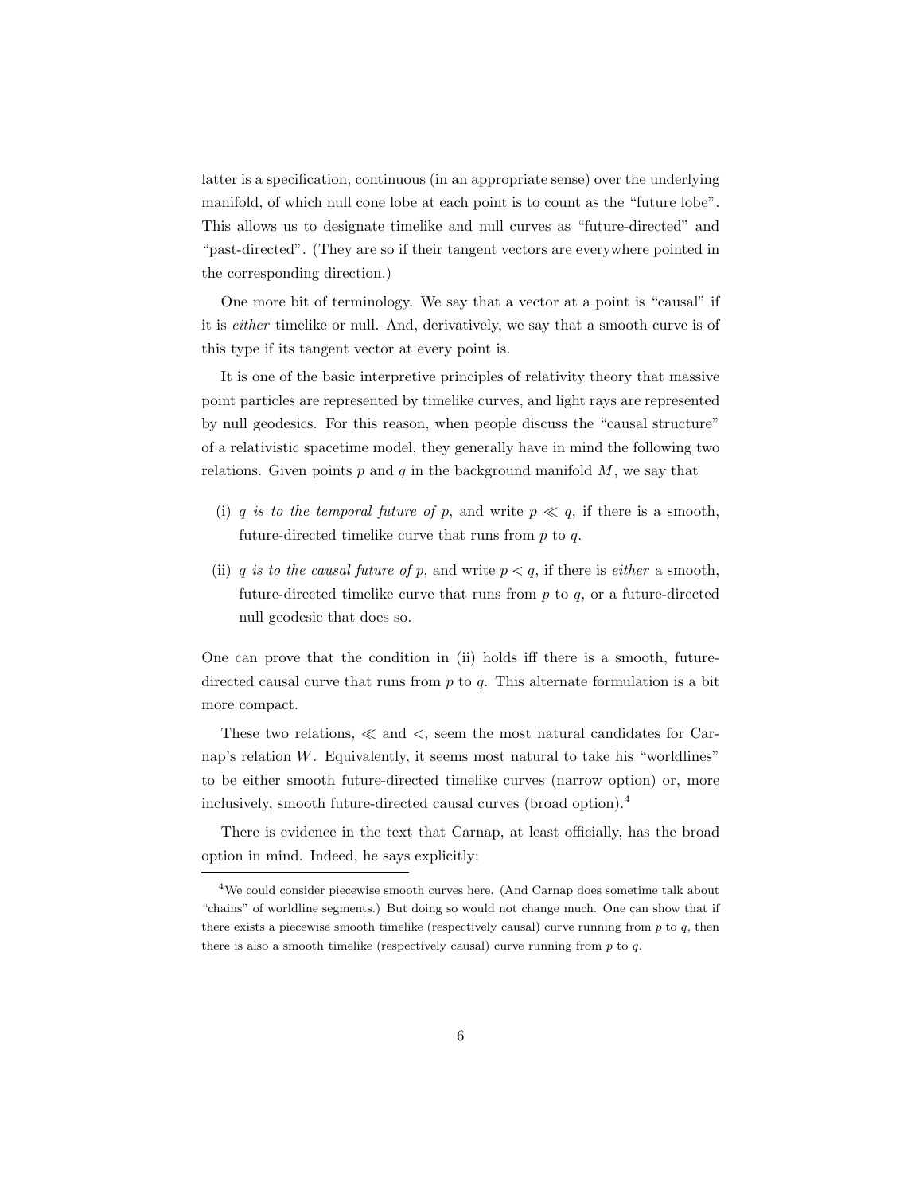latter is a specification, continuous (in an appropriate sense) over the underlying manifold, of which null cone lobe at each point is to count as the "future lobe". This allows us to designate timelike and null curves as "future-directed" and "past-directed". (They are so if their tangent vectors are everywhere pointed in the corresponding direction.)

One more bit of terminology. We say that a vector at a point is "causal" if it is *either* timelike or null. And, derivatively, we say that a smooth curve is of this type if its tangent vector at every point is.

It is one of the basic interpretive principles of relativity theory that massive point particles are represented by timelike curves, and light rays are represented by null geodesics. For this reason, when people discuss the "causal structure" of a relativistic spacetime model, they generally have in mind the following two relations. Given points $p$ and $q$ in the background manifold $M$, we say that

(i) *$q$ is to the temporal future of $p$*, and write $p \ll q$, if there is a smooth, future-directed timelike curve that runs from $p$ to $q$.

(ii) *$q$ is to the causal future of $p$*, and write $p < q$, if there is *either* a smooth, future-directed timelike curve that runs from $p$ to $q$, or a future-directed null geodesic that does so.

One can prove that the condition in (ii) holds iff there is a smooth, future-directed causal curve that runs from $p$ to $q$. This alternate formulation is a bit more compact.

These two relations, $\ll$ and $<$, seem the most natural candidates for Carnap's relation $W$. Equivalently, it seems most natural to take his "worldlines" to be either smooth future-directed timelike curves (narrow option) or, more inclusively, smooth future-directed causal curves (broad option).[4]

There is evidence in the text that Carnap, at least officially, has the broad option in mind. Indeed, he says explicitly:

[4] We could consider piecewise smooth curves here. (And Carnap does sometime talk about "chains" of worldline segments.) But doing so would not change much. One can show that if there exists a piecewise smooth timelike (respectively causal) curve running from $p$ to $q$, then there is also a smooth timelike (respectively causal) curve running from $p$ to $q$.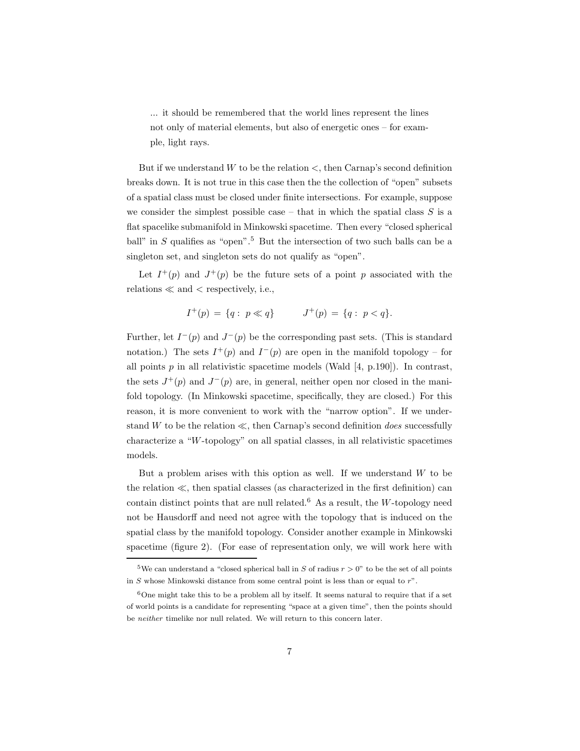> ... it should be remembered that the world lines represent the lines not only of material elements, but also of energetic ones – for example, light rays.

But if we understand $W$ to be the relation $<$, then Carnap's second definition breaks down. It is not true in this case then the the collection of "open" subsets of a spatial class must be closed under finite intersections. For example, suppose we consider the simplest possible case – that in which the spatial class $S$ is a flat spacelike submanifold in Minkowski spacetime. Then every "closed spherical ball" in $S$ qualifies as "open".[5] But the intersection of two such balls can be a singleton set, and singleton sets do not qualify as "open".

Let $I^+(p)$ and $J^+(p)$ be the future sets of a point $p$ associated with the relations $\ll$ and $<$ respectively, i.e.,

$$I^+(p) = \{q : \ p \ll q\} \qquad J^+(p) = \{q : \ p < q\}.$$

Further, let $I^-(p)$ and $J^-(p)$ be the corresponding past sets. (This is standard notation.) The sets $I^+(p)$ and $I^-(p)$ are open in the manifold topology – for all points $p$ in all relativistic spacetime models (Wald [4, p.190]). In contrast, the sets $J^+(p)$ and $J^-(p)$ are, in general, neither open nor closed in the manifold topology. (In Minkowski spacetime, specifically, they are closed.) For this reason, it is more convenient to work with the "narrow option". If we understand $W$ to be the relation $\ll$, then Carnap's second definition *does* successfully characterize a "$W$-topology" on all spatial classes, in all relativistic spacetimes models.

But a problem arises with this option as well. If we understand $W$ to be the relation $\ll$, then spatial classes (as characterized in the first definition) can contain distinct points that are null related.[6] As a result, the $W$-topology need not be Hausdorff and need not agree with the topology that is induced on the spatial class by the manifold topology. Consider another example in Minkowski spacetime (figure 2). (For ease of representation only, we will work here with

---

[5] We can understand a "closed spherical ball in $S$ of radius $r > 0$" to be the set of all points in $S$ whose Minkowski distance from some central point is less than or equal to $r$".

[6] One might take this to be a problem all by itself. It seems natural to require that if a set of world points is a candidate for representing "space at a given time", then the points should be *neither* timelike nor null related. We will return to this concern later.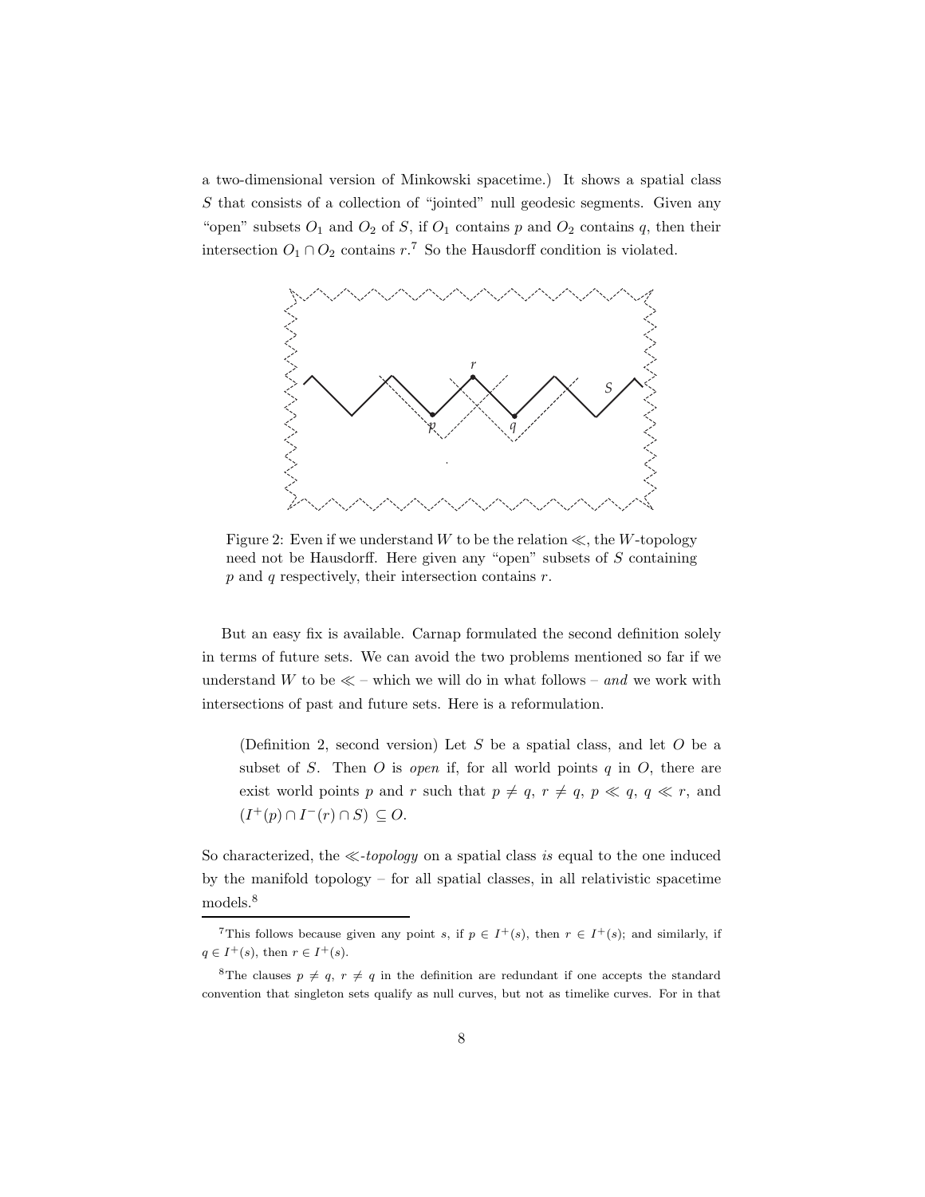a two-dimensional version of Minkowski spacetime.) It shows a spatial class $S$ that consists of a collection of "jointed" null geodesic segments. Given any "open" subsets $O_1$ and $O_2$ of $S$, if $O_1$ contains $p$ and $O_2$ contains $q$, then their intersection $O_1 \cap O_2$ contains $r$.[7] So the Hausdorff condition is violated.

Figure 2: Even if we understand $W$ to be the relation $\ll$, the $W$-topology need not be Hausdorff. Here given any "open" subsets of $S$ containing $p$ and $q$ respectively, their intersection contains $r$.

But an easy fix is available. Carnap formulated the second definition solely in terms of future sets. We can avoid the two problems mentioned so far if we understand $W$ to be $\ll$ – which we will do in what follows – *and* we work with intersections of past and future sets. Here is a reformulation.

> (Definition 2, second version) Let $S$ be a spatial class, and let $O$ be a subset of $S$. Then $O$ is *open* if, for all world points $q$ in $O$, there are exist world points $p$ and $r$ such that $p \neq q$, $r \neq q$, $p \ll q$, $q \ll r$, and $(I^{+}(p) \cap I^{-}(r) \cap S) \subseteq O$.

So characterized, the $\ll$*-topology* on a spatial class *is* equal to the one induced by the manifold topology – for all spatial classes, in all relativistic spacetime models.[8]

---

[7] This follows because given any point $s$, if $p \in I^{+}(s)$, then $r \in I^{+}(s)$; and similarly, if $q \in I^{+}(s)$, then $r \in I^{+}(s)$.

[8] The clauses $p \neq q$, $r \neq q$ in the definition are redundant if one accepts the standard convention that singleton sets qualify as null curves, but not as timelike curves. For in that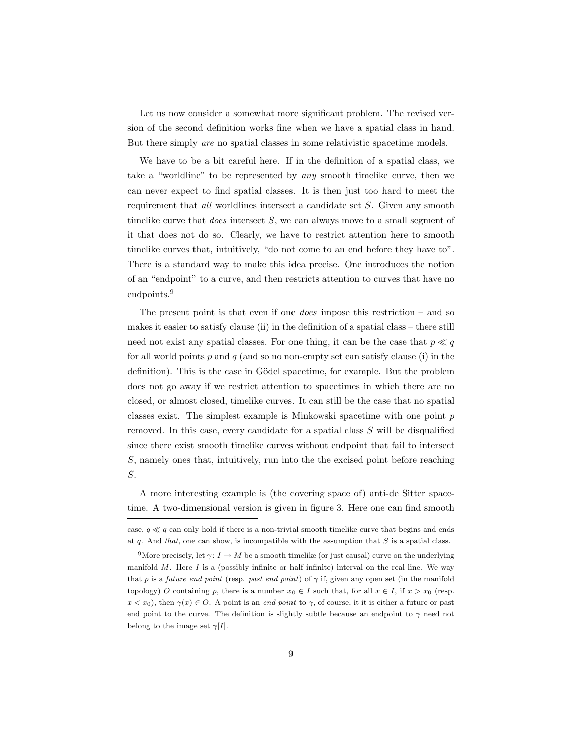Let us now consider a somewhat more significant problem. The revised version of the second definition works fine when we have a spatial class in hand. But there simply *are* no spatial classes in some relativistic spacetime models.

We have to be a bit careful here. If in the definition of a spatial class, we take a "worldline" to be represented by *any* smooth timelike curve, then we can never expect to find spatial classes. It is then just too hard to meet the requirement that *all* worldlines intersect a candidate set $S$. Given any smooth timelike curve that *does* intersect $S$, we can always move to a small segment of it that does not do so. Clearly, we have to restrict attention here to smooth timelike curves that, intuitively, "do not come to an end before they have to". There is a standard way to make this idea precise. One introduces the notion of an "endpoint" to a curve, and then restricts attention to curves that have no endpoints.[9]

The present point is that even if one *does* impose this restriction – and so makes it easier to satisfy clause (ii) in the definition of a spatial class – there still need not exist any spatial classes. For one thing, it can be the case that $p \ll q$ for all world points $p$ and $q$ (and so no non-empty set can satisfy clause (i) in the definition). This is the case in Gödel spacetime, for example. But the problem does not go away if we restrict attention to spacetimes in which there are no closed, or almost closed, timelike curves. It can still be the case that no spatial classes exist. The simplest example is Minkowski spacetime with one point $p$ removed. In this case, every candidate for a spatial class $S$ will be disqualified since there exist smooth timelike curves without endpoint that fail to intersect $S$, namely ones that, intuitively, run into the the excised point before reaching $S$.

A more interesting example is (the covering space of) anti-de Sitter spacetime. A two-dimensional version is given in figure 3. Here one can find smooth

---

case, $q \ll q$ can only hold if there is a non-trivial smooth timelike curve that begins and ends at $q$. And *that*, one can show, is incompatible with the assumption that $S$ is a spatial class.

[9] More precisely, let $\gamma \colon I \to M$ be a smooth timelike (or just causal) curve on the underlying manifold $M$. Here $I$ is a (possibly infinite or half infinite) interval on the real line. We way that $p$ is a *future end point* (resp. *past end point*) of $\gamma$ if, given any open set (in the manifold topology) $O$ containing $p$, there is a number $x_0 \in I$ such that, for all $x \in I$, if $x > x_0$ (resp. $x < x_0$), then $\gamma(x) \in O$. A point is an *end point* to $\gamma$, of course, it it is either a future or past end point to the curve. The definition is slightly subtle because an endpoint to $\gamma$ need not belong to the image set $\gamma[I]$.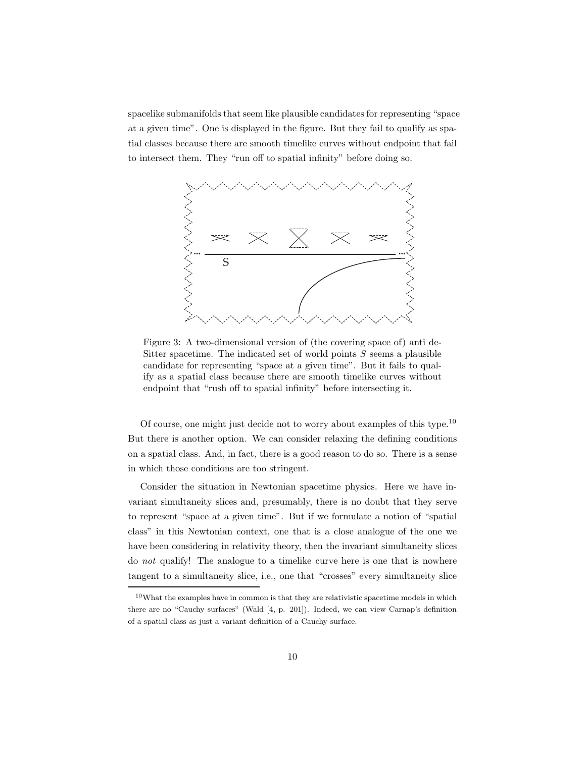spacelike submanifolds that seem like plausible candidates for representing "space at a given time". One is displayed in the figure. But they fail to qualify as spatial classes because there are smooth timelike curves without endpoint that fail to intersect them. They "run off to spatial infinity" before doing so.

Figure 3: A two-dimensional version of (the covering space of) anti de-Sitter spacetime. The indicated set of world points $S$ seems a plausible candidate for representing "space at a given time". But it fails to qualify as a spatial class because there are smooth timelike curves without endpoint that "rush off to spatial infinity" before intersecting it.

Of course, one might just decide not to worry about examples of this type.[10] But there is another option. We can consider relaxing the defining conditions on a spatial class. And, in fact, there is a good reason to do so. There is a sense in which those conditions are too stringent.

Consider the situation in Newtonian spacetime physics. Here we have invariant simultaneity slices and, presumably, there is no doubt that they serve to represent "space at a given time". But if we formulate a notion of "spatial class" in this Newtonian context, one that is a close analogue of the one we have been considering in relativity theory, then the invariant simultaneity slices do *not* qualify! The analogue to a timelike curve here is one that is nowhere tangent to a simultaneity slice, i.e., one that "crosses" every simultaneity slice

[10] What the examples have in common is that they are relativistic spacetime models in which there are no "Cauchy surfaces" (Wald [4, p. 201]). Indeed, we can view Carnap's definition of a spatial class as just a variant definition of a Cauchy surface.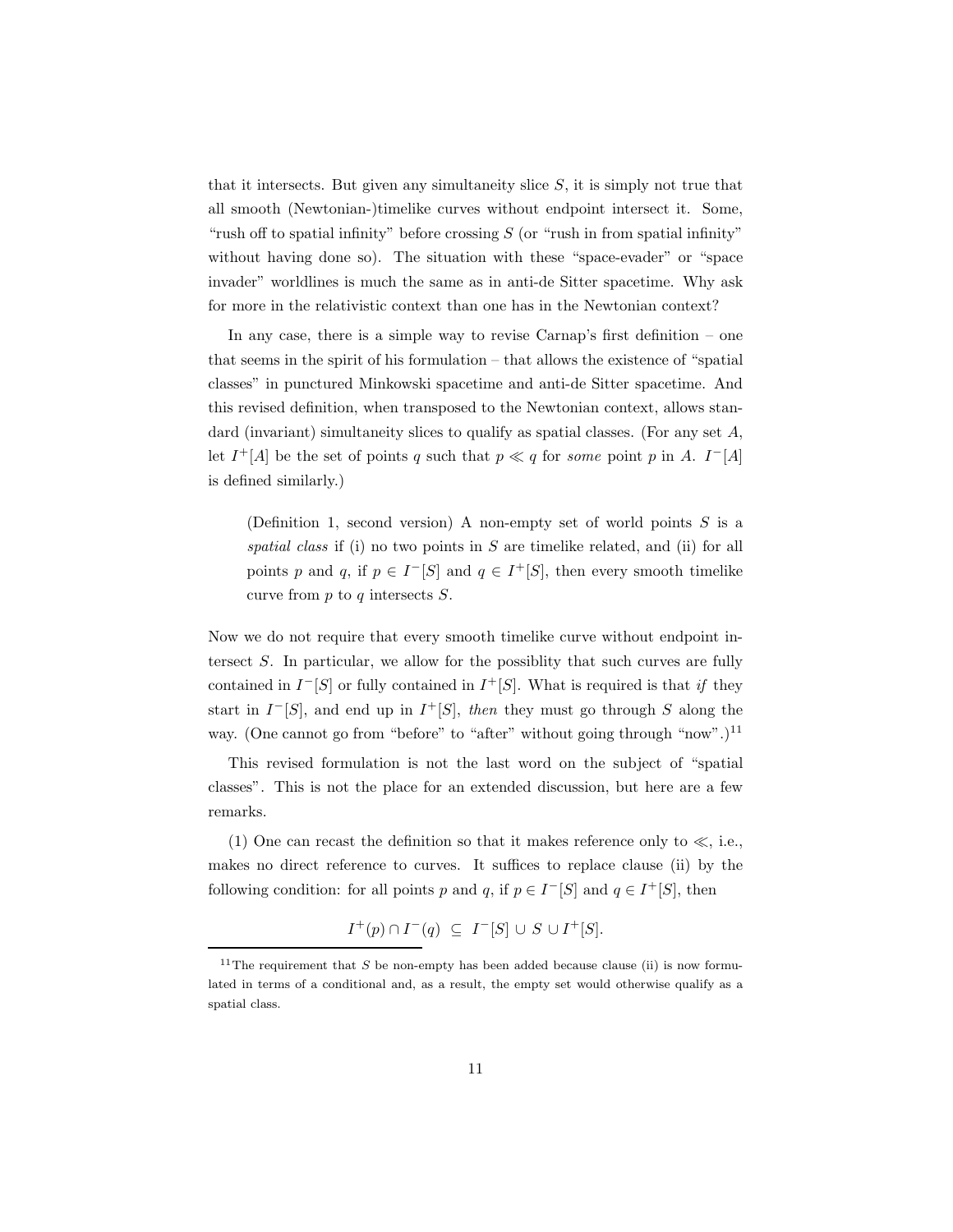that it intersects. But given any simultaneity slice $S$, it is simply not true that all smooth (Newtonian-)timelike curves without endpoint intersect it. Some, "rush off to spatial infinity" before crossing $S$ (or "rush in from spatial infinity" without having done so). The situation with these "space-evader" or "space invader" worldlines is much the same as in anti-de Sitter spacetime. Why ask for more in the relativistic context than one has in the Newtonian context?

In any case, there is a simple way to revise Carnap's first definition – one that seems in the spirit of his formulation – that allows the existence of "spatial classes" in punctured Minkowski spacetime and anti-de Sitter spacetime. And this revised definition, when transposed to the Newtonian context, allows standard (invariant) simultaneity slices to qualify as spatial classes. (For any set $A$, let $I^+[A]$ be the set of points $q$ such that $p \ll q$ for *some* point $p$ in $A$. $I^-[A]$ is defined similarly.)

> (Definition 1, second version) A non-empty set of world points $S$ is a *spatial class* if (i) no two points in $S$ are timelike related, and (ii) for all points $p$ and $q$, if $p \in I^-[S]$ and $q \in I^+[S]$, then every smooth timelike curve from $p$ to $q$ intersects $S$.

Now we do not require that every smooth timelike curve without endpoint intersect $S$. In particular, we allow for the possiblity that such curves are fully contained in $I^-[S]$ or fully contained in $I^+[S]$. What is required is that *if* they start in $I^-[S]$, and end up in $I^+[S]$, *then* they must go through $S$ along the way. (One cannot go from "before" to "after" without going through "now".)[11]

This revised formulation is not the last word on the subject of "spatial classes". This is not the place for an extended discussion, but here are a few remarks.

(1) One can recast the definition so that it makes reference only to $\ll$, i.e., makes no direct reference to curves. It suffices to replace clause (ii) by the following condition: for all points $p$ and $q$, if $p \in I^-[S]$ and $q \in I^+[S]$, then

$$I^+(p) \cap I^-(q) \subseteq I^-[S] \cup S \cup I^+[S].$$

[11] The requirement that $S$ be non-empty has been added because clause (ii) is now formulated in terms of a conditional and, as a result, the empty set would otherwise qualify as a spatial class.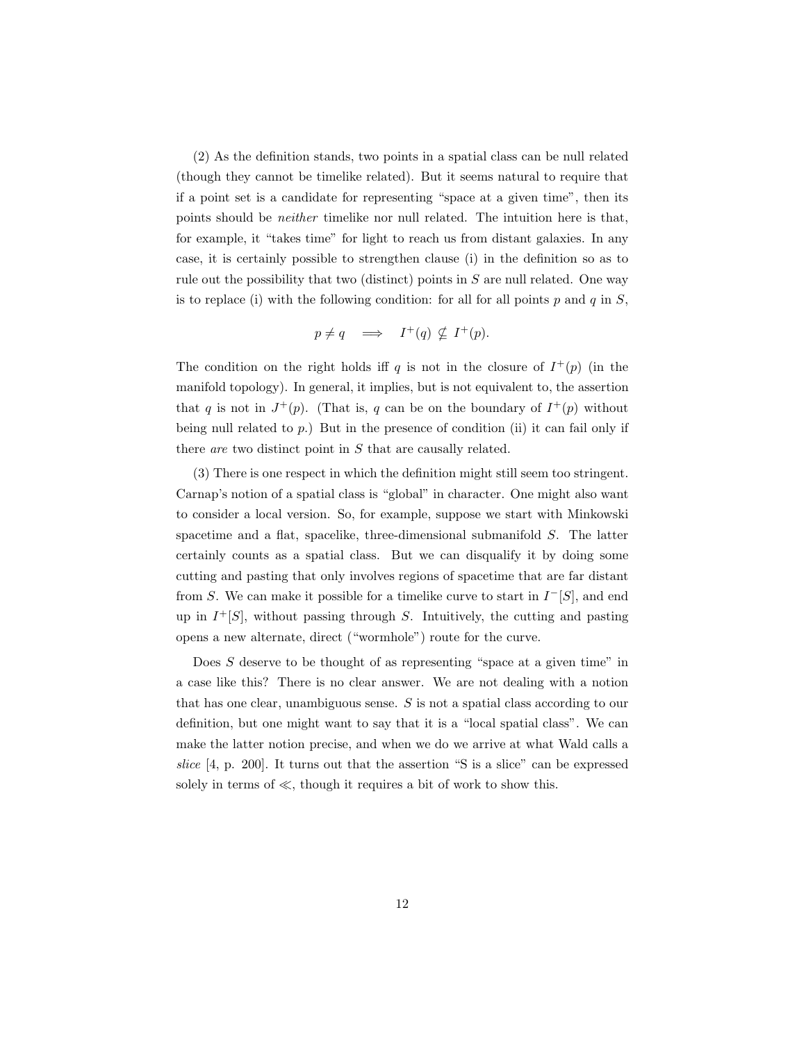(2) As the definition stands, two points in a spatial class can be null related (though they cannot be timelike related). But it seems natural to require that if a point set is a candidate for representing "space at a given time", then its points should be *neither* timelike nor null related. The intuition here is that, for example, it "takes time" for light to reach us from distant galaxies. In any case, it is certainly possible to strengthen clause (i) in the definition so as to rule out the possibility that two (distinct) points in $S$ are null related. One way is to replace (i) with the following condition: for all for all points $p$ and $q$ in $S$,

$$p \neq q \quad \Longrightarrow \quad I^+(q) \not\subseteq I^+(p).$$

The condition on the right holds iff $q$ is not in the closure of $I^+(p)$ (in the manifold topology). In general, it implies, but is not equivalent to, the assertion that $q$ is not in $J^+(p)$. (That is, $q$ can be on the boundary of $I^+(p)$ without being null related to $p$.) But in the presence of condition (ii) it can fail only if there *are* two distinct point in $S$ that are causally related.

(3) There is one respect in which the definition might still seem too stringent. Carnap's notion of a spatial class is "global" in character. One might also want to consider a local version. So, for example, suppose we start with Minkowski spacetime and a flat, spacelike, three-dimensional submanifold $S$. The latter certainly counts as a spatial class. But we can disqualify it by doing some cutting and pasting that only involves regions of spacetime that are far distant from $S$. We can make it possible for a timelike curve to start in $I^-[S]$, and end up in $I^+[S]$, without passing through $S$. Intuitively, the cutting and pasting opens a new alternate, direct ("wormhole") route for the curve.

Does $S$ deserve to be thought of as representing "space at a given time" in a case like this? There is no clear answer. We are not dealing with a notion that has one clear, unambiguous sense. $S$ is not a spatial class according to our definition, but one might want to say that it is a "local spatial class". We can make the latter notion precise, and when we do we arrive at what Wald calls a *slice* [4, p. 200]. It turns out that the assertion "S is a slice" can be expressed solely in terms of $\ll$, though it requires a bit of work to show this.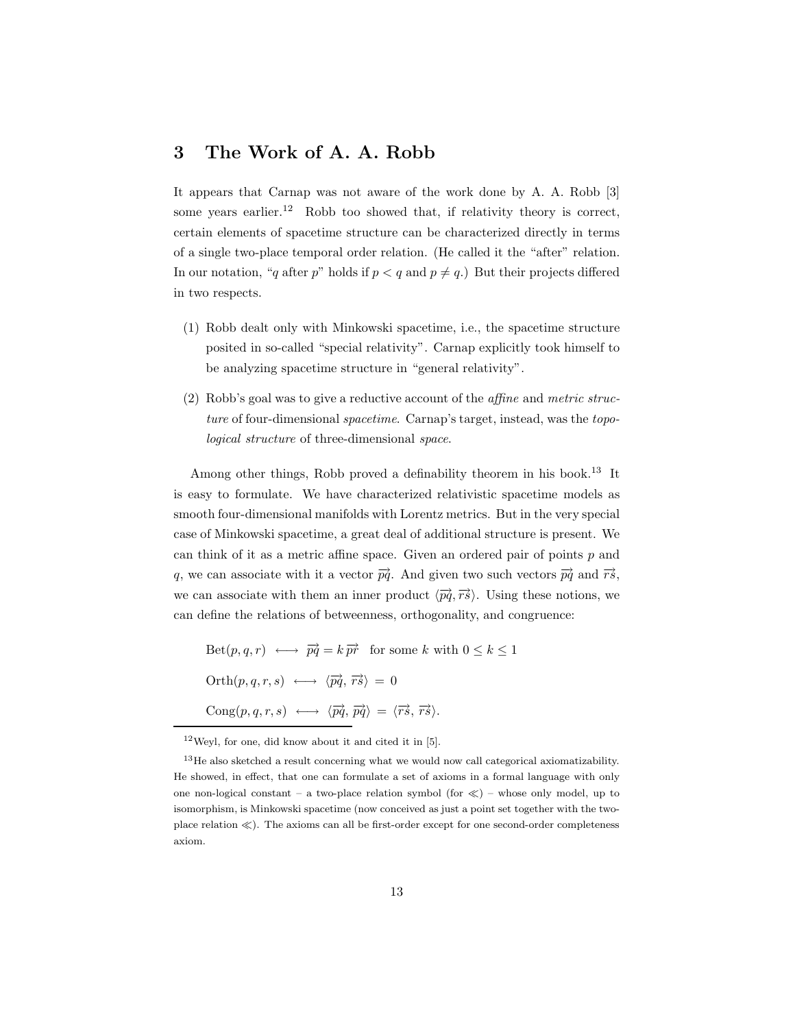## 3 The Work of A. A. Robb

It appears that Carnap was not aware of the work done by A. A. Robb [3] some years earlier.[12] Robb too showed that, if relativity theory is correct, certain elements of spacetime structure can be characterized directly in terms of a single two-place temporal order relation. (He called it the "after" relation. In our notation, "$q$ after $p$" holds if $p < q$ and $p \neq q$.) But their projects differed in two respects.

(1) Robb dealt only with Minkowski spacetime, i.e., the spacetime structure posited in so-called "special relativity". Carnap explicitly took himself to be analyzing spacetime structure in "general relativity".

(2) Robb's goal was to give a reductive account of the *affine* and *metric structure* of four-dimensional *spacetime*. Carnap's target, instead, was the *topological structure* of three-dimensional *space*.

Among other things, Robb proved a definability theorem in his book.[13] It is easy to formulate. We have characterized relativistic spacetime models as smooth four-dimensional manifolds with Lorentz metrics. But in the very special case of Minkowski spacetime, a great deal of additional structure is present. We can think of it as a metric affine space. Given an ordered pair of points $p$ and $q$, we can associate with it a vector $\overrightarrow{pq}$. And given two such vectors $\overrightarrow{pq}$ and $\overrightarrow{rs}$, we can associate with them an inner product $\langle \overrightarrow{pq}, \overrightarrow{rs} \rangle$. Using these notions, we can define the relations of betweenness, orthogonality, and congruence:

$$\text{Bet}(p, q, r) \longleftrightarrow \overrightarrow{pq} = k\,\overrightarrow{pr} \quad \text{for some } k \text{ with } 0 \leq k \leq 1$$

$$\text{Orth}(p, q, r, s) \longleftrightarrow \langle \overrightarrow{pq}, \overrightarrow{rs} \rangle = 0$$

$$\text{Cong}(p, q, r, s) \longleftrightarrow \langle \overrightarrow{pq}, \overrightarrow{pq} \rangle = \langle \overrightarrow{rs}, \overrightarrow{rs} \rangle.$$

---

[12] Weyl, for one, did know about it and cited it in [5].

[13] He also sketched a result concerning what we would now call categorical axiomatizability. He showed, in effect, that one can formulate a set of axioms in a formal language with only one non-logical constant – a two-place relation symbol (for $\ll$) – whose only model, up to isomorphism, is Minkowski spacetime (now conceived as just a point set together with the two-place relation $\ll$). The axioms can all be first-order except for one second-order completeness axiom.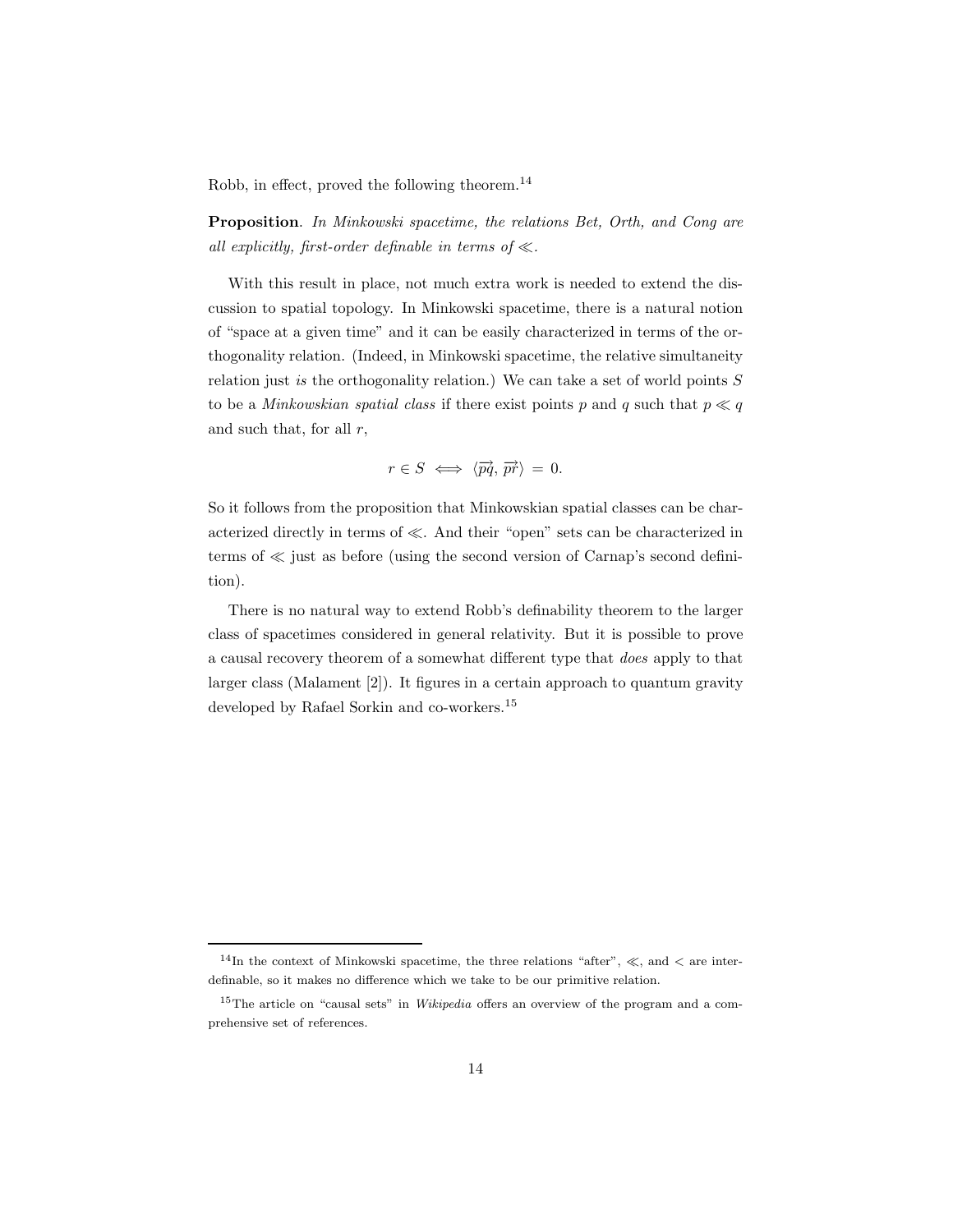Robb, in effect, proved the following theorem.[14]

**Proposition**. *In Minkowski spacetime, the relations Bet, Orth, and Cong are all explicitly, first-order definable in terms of* $\ll$.

With this result in place, not much extra work is needed to extend the discussion to spatial topology. In Minkowski spacetime, there is a natural notion of "space at a given time" and it can be easily characterized in terms of the orthogonality relation. (Indeed, in Minkowski spacetime, the relative simultaneity relation just *is* the orthogonality relation.) We can take a set of world points $S$ to be a *Minkowskian spatial class* if there exist points $p$ and $q$ such that $p \ll q$ and such that, for all $r$,

$$r \in S \iff \langle \overrightarrow{pq}, \overrightarrow{pr} \rangle = 0.$$

So it follows from the proposition that Minkowskian spatial classes can be characterized directly in terms of $\ll$. And their "open" sets can be characterized in terms of $\ll$ just as before (using the second version of Carnap's second definition).

There is no natural way to extend Robb's definability theorem to the larger class of spacetimes considered in general relativity. But it is possible to prove a causal recovery theorem of a somewhat different type that *does* apply to that larger class (Malament [2]). It figures in a certain approach to quantum gravity developed by Rafael Sorkin and co-workers.[15]

---

[14] In the context of Minkowski spacetime, the three relations "after", $\ll$, and $<$ are interdefinable, so it makes no difference which we take to be our primitive relation.

[15] The article on "causal sets" in *Wikipedia* offers an overview of the program and a comprehensive set of references.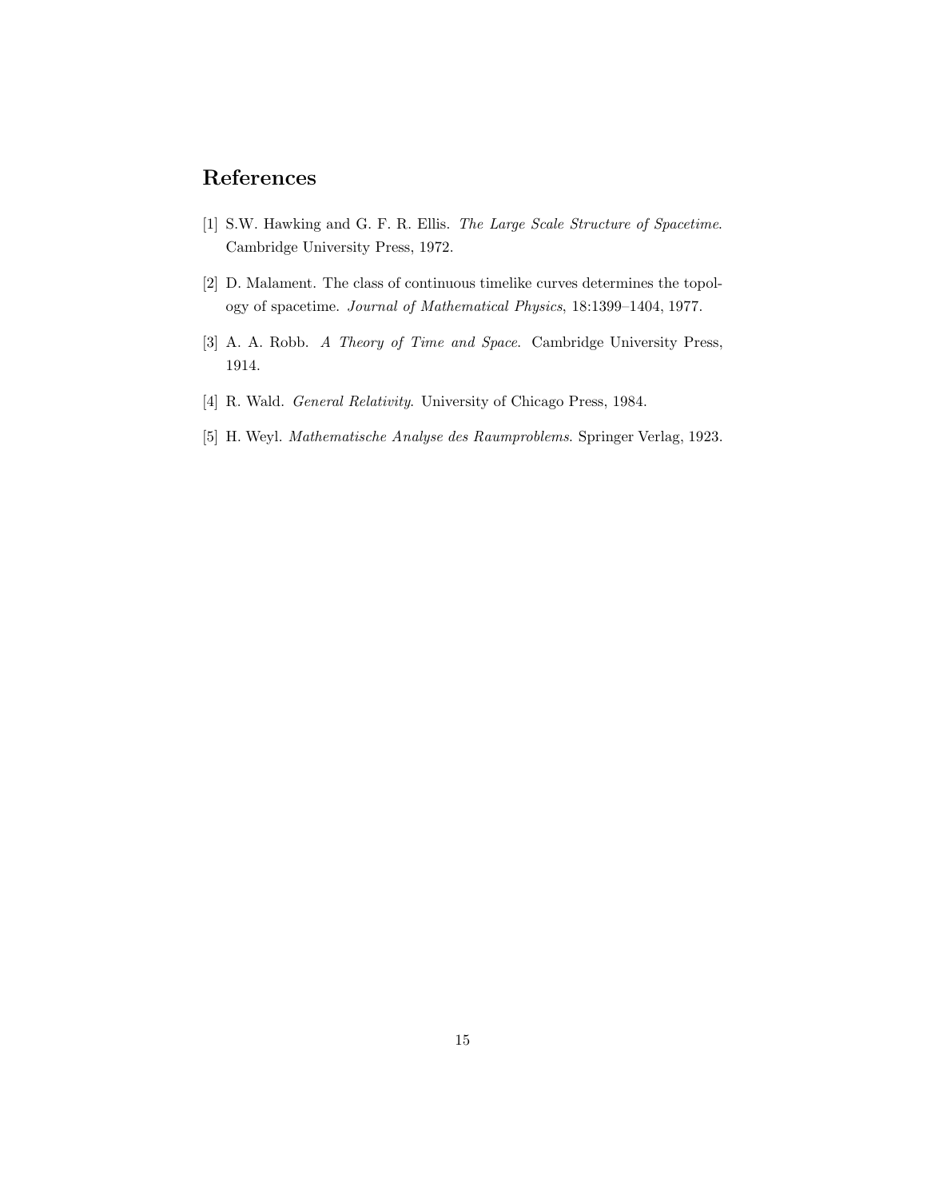## References

[1] S.W. Hawking and G. F. R. Ellis. *The Large Scale Structure of Spacetime*. Cambridge University Press, 1972.

[2] D. Malament. The class of continuous timelike curves determines the topology of spacetime. *Journal of Mathematical Physics*, 18:1399–1404, 1977.

[3] A. A. Robb. *A Theory of Time and Space*. Cambridge University Press, 1914.

[4] R. Wald. *General Relativity*. University of Chicago Press, 1984.

[5] H. Weyl. *Mathematische Analyse des Raumproblems*. Springer Verlag, 1923.